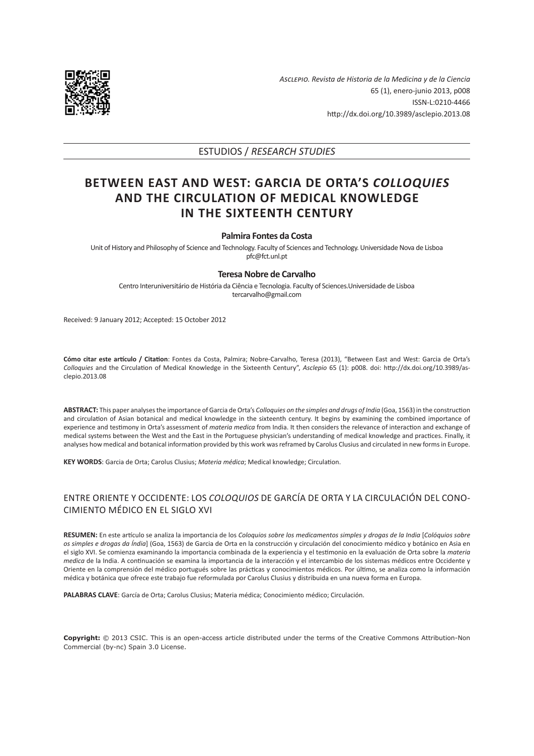*Asclepio. Revista de Historia de la Medicina y de la Ciencia*
65 (1), enero-junio 2013, p008
ISSN-L:0210-4466
http://dx.doi.org/10.3989/asclepio.2013.08

ESTUDIOS / *RESEARCH STUDIES*

# BETWEEN EAST AND WEST: GARCIA DE ORTA'S *COLLOQUIES* AND THE CIRCULATION OF MEDICAL KNOWLEDGE IN THE SIXTEENTH CENTURY

**Palmira Fontes da Costa**

Unit of History and Philosophy of Science and Technology. Faculty of Sciences and Technology. Universidade Nova de Lisboa
pfc@fct.unl.pt

**Teresa Nobre de Carvalho**

Centro Interuniversitário de História da Ciência e Tecnologia. Faculty of Sciences.Universidade de Lisboa
tercarvalho@gmail.com

Received: 9 January 2012; Accepted: 15 October 2012

**Cómo citar este artículo / Citation**: Fontes da Costa, Palmira; Nobre-Carvalho, Teresa (2013), "Between East and West: Garcia de Orta's *Colloquies* and the Circulation of Medical Knowledge in the Sixteenth Century", *Asclepio* 65 (1): p008. doi: http://dx.doi.org/10.3989/asclepio.2013.08

**ABSTRACT:** This paper analyses the importance of Garcia de Orta's *Colloquies on the simples and drugs of India* (Goa, 1563) in the construction and circulation of Asian botanical and medical knowledge in the sixteenth century. It begins by examining the combined importance of experience and testimony in Orta's assessment of *materia medica* from India. It then considers the relevance of interaction and exchange of medical systems between the West and the East in the Portuguese physician's understanding of medical knowledge and practices. Finally, it analyses how medical and botanical information provided by this work was reframed by Carolus Clusius and circulated in new forms in Europe.

**KEY WORDS**: Garcia de Orta; Carolus Clusius; *Materia médica*; Medical knowledge; Circulation.

## ENTRE ORIENTE Y OCCIDENTE: LOS *COLOQUIOS* DE GARCÍA DE ORTA Y LA CIRCULACIÓN DEL CONOCIMIENTO MÉDICO EN EL SIGLO XVI

**RESUMEN:** En este artículo se analiza la importancia de los *Coloquios sobre los medicamentos simples y drogas de la India* [*Colóquios sobre os simples e drogas da Índia*] (Goa, 1563) de Garcia de Orta en la construcción y circulación del conocimiento médico y botánico en Asia en el siglo XVI. Se comienza examinando la importancia combinada de la experiencia y el testimonio en la evaluación de Orta sobre la *materia medica* de la India. A continuación se examina la importancia de la interacción y el intercambio de los sistemas médicos entre Occidente y Oriente en la comprensión del médico portugués sobre las prácticas y conocimientos médicos. Por último, se analiza como la información médica y botánica que ofrece este trabajo fue reformulada por Carolus Clusius y distribuida en una nueva forma en Europa.

**PALABRAS CLAVE**: García de Orta; Carolus Clusius; Materia médica; Conocimiento médico; Circulación.

**Copyright:** © 2013 CSIC. This is an open-access article distributed under the terms of the Creative Commons Attribution-Non Commercial (by-nc) Spain 3.0 License.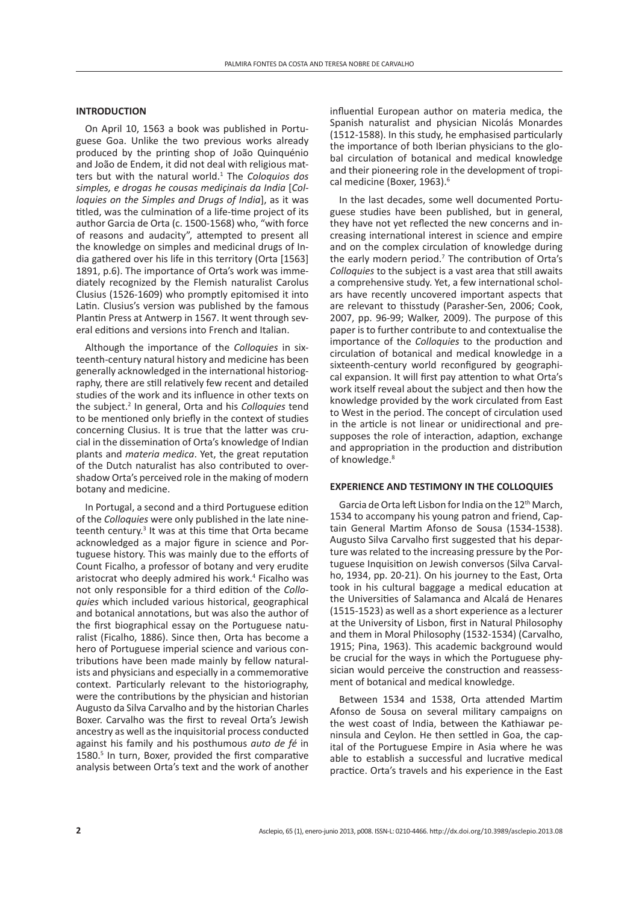## INTRODUCTION

On April 10, 1563 a book was published in Portuguese Goa. Unlike the two previous works already produced by the printing shop of João Quinquénio and João de Endem, it did not deal with religious matters but with the natural world.[1] The *Coloquios dos simples, e drogas he cousas mediçinais da India* [*Colloquies on the Simples and Drugs of India*], as it was titled, was the culmination of a life-time project of its author Garcia de Orta (c. 1500-1568) who, "with force of reasons and audacity", attempted to present all the knowledge on simples and medicinal drugs of India gathered over his life in this territory (Orta [1563] 1891, p.6). The importance of Orta's work was immediately recognized by the Flemish naturalist Carolus Clusius (1526-1609) who promptly epitomised it into Latin. Clusius's version was published by the famous Plantin Press at Antwerp in 1567. It went through several editions and versions into French and Italian.

Although the importance of the *Colloquies* in sixteenth-century natural history and medicine has been generally acknowledged in the international historiography, there are still relatively few recent and detailed studies of the work and its influence in other texts on the subject.[2] In general, Orta and his *Colloquies* tend to be mentioned only briefly in the context of studies concerning Clusius. It is true that the latter was crucial in the dissemination of Orta's knowledge of Indian plants and *materia medica*. Yet, the great reputation of the Dutch naturalist has also contributed to overshadow Orta's perceived role in the making of modern botany and medicine.

In Portugal, a second and a third Portuguese edition of the *Colloquies* were only published in the late nineteenth century.[3] It was at this time that Orta became acknowledged as a major figure in science and Portuguese history. This was mainly due to the efforts of Count Ficalho, a professor of botany and very erudite aristocrat who deeply admired his work.[4] Ficalho was not only responsible for a third edition of the *Colloquies* which included various historical, geographical and botanical annotations, but was also the author of the first biographical essay on the Portuguese naturalist (Ficalho, 1886). Since then, Orta has become a hero of Portuguese imperial science and various contributions have been made mainly by fellow naturalists and physicians and especially in a commemorative context. Particularly relevant to the historiography, were the contributions by the physician and historian Augusto da Silva Carvalho and by the historian Charles Boxer. Carvalho was the first to reveal Orta's Jewish ancestry as well as the inquisitorial process conducted against his family and his posthumous *auto de fé* in 1580.[5] In turn, Boxer, provided the first comparative analysis between Orta's text and the work of another influential European author on materia medica, the Spanish naturalist and physician Nicolás Monardes (1512-1588). In this study, he emphasised particularly the importance of both Iberian physicians to the global circulation of botanical and medical knowledge and their pioneering role in the development of tropical medicine (Boxer, 1963).[6]

In the last decades, some well documented Portuguese studies have been published, but in general, they have not yet reflected the new concerns and increasing international interest in science and empire and on the complex circulation of knowledge during the early modern period.[7] The contribution of Orta's *Colloquies* to the subject is a vast area that still awaits a comprehensive study. Yet, a few international scholars have recently uncovered important aspects that are relevant to thisstudy (Parasher-Sen, 2006; Cook, 2007, pp. 96-99; Walker, 2009). The purpose of this paper is to further contribute to and contextualise the importance of the *Colloquies* to the production and circulation of botanical and medical knowledge in a sixteenth-century world reconfigured by geographical expansion. It will first pay attention to what Orta's work itself reveal about the subject and then how the knowledge provided by the work circulated from East to West in the period. The concept of circulation used in the article is not linear or unidirectional and presupposes the role of interaction, adaption, exchange and appropriation in the production and distribution of knowledge.[8]

## EXPERIENCE AND TESTIMONY IN THE COLLOQUIES

Garcia de Orta left Lisbon for India on the 12th March, 1534 to accompany his young patron and friend, Captain General Martim Afonso de Sousa (1534-1538). Augusto Silva Carvalho first suggested that his departure was related to the increasing pressure by the Portuguese Inquisition on Jewish conversos (Silva Carvalho, 1934, pp. 20-21). On his journey to the East, Orta took in his cultural baggage a medical education at the Universities of Salamanca and Alcalá de Henares (1515-1523) as well as a short experience as a lecturer at the University of Lisbon, first in Natural Philosophy and them in Moral Philosophy (1532-1534) (Carvalho, 1915; Pina, 1963). This academic background would be crucial for the ways in which the Portuguese physician would perceive the construction and reassessment of botanical and medical knowledge.

Between 1534 and 1538, Orta attended Martim Afonso de Sousa on several military campaigns on the west coast of India, between the Kathiawar peninsula and Ceylon. He then settled in Goa, the capital of the Portuguese Empire in Asia where he was able to establish a successful and lucrative medical practice. Orta's travels and his experience in the East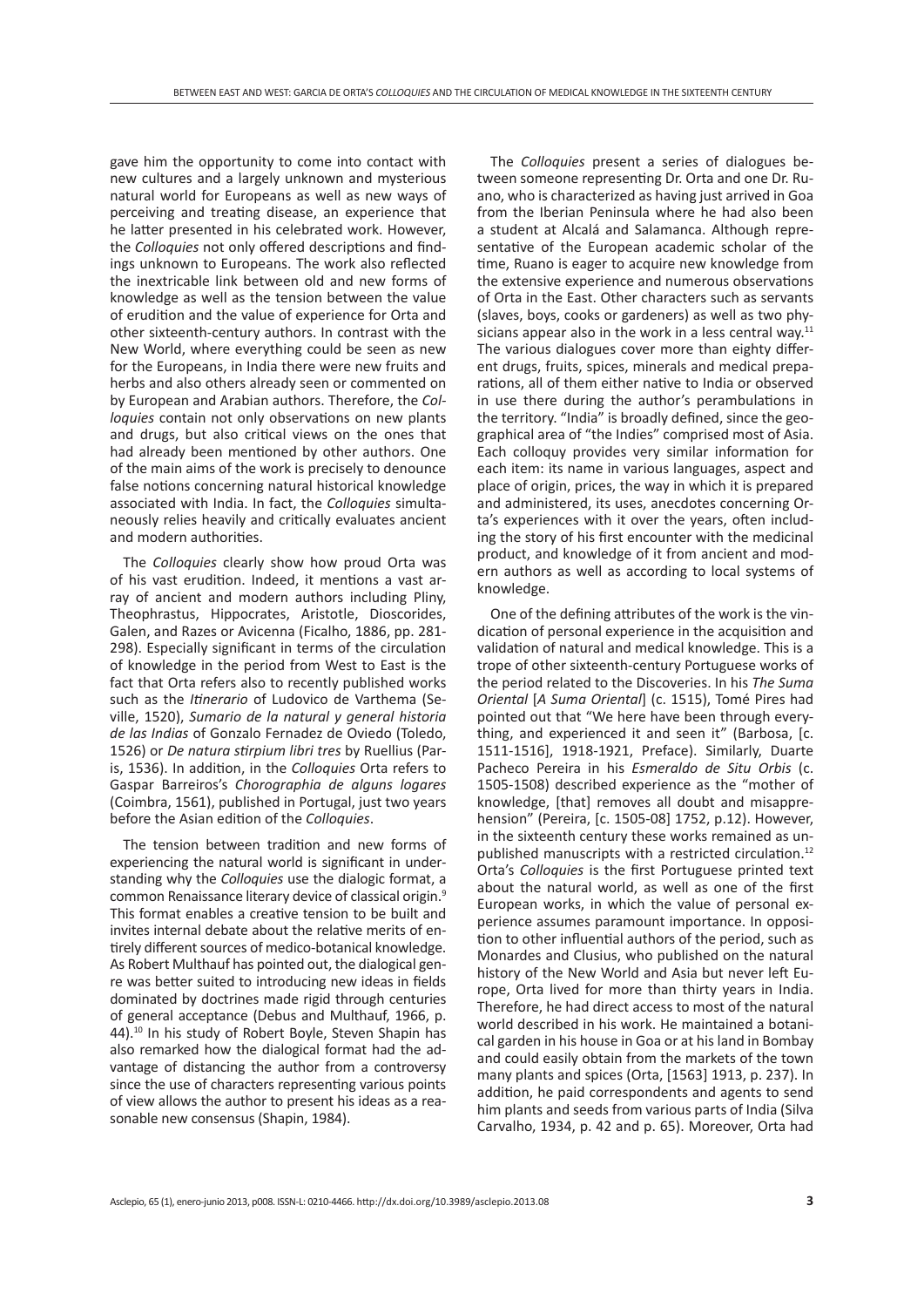gave him the opportunity to come into contact with new cultures and a largely unknown and mysterious natural world for Europeans as well as new ways of perceiving and treating disease, an experience that he latter presented in his celebrated work. However, the *Colloquies* not only offered descriptions and findings unknown to Europeans. The work also reflected the inextricable link between old and new forms of knowledge as well as the tension between the value of erudition and the value of experience for Orta and other sixteenth-century authors. In contrast with the New World, where everything could be seen as new for the Europeans, in India there were new fruits and herbs and also others already seen or commented on by European and Arabian authors. Therefore, the *Colloquies* contain not only observations on new plants and drugs, but also critical views on the ones that had already been mentioned by other authors. One of the main aims of the work is precisely to denounce false notions concerning natural historical knowledge associated with India. In fact, the *Colloquies* simultaneously relies heavily and critically evaluates ancient and modern authorities.

The *Colloquies* clearly show how proud Orta was of his vast erudition. Indeed, it mentions a vast array of ancient and modern authors including Pliny, Theophrastus, Hippocrates, Aristotle, Dioscorides, Galen, and Razes or Avicenna (Ficalho, 1886, pp. 281-298). Especially significant in terms of the circulation of knowledge in the period from West to East is the fact that Orta refers also to recently published works such as the *Itinerario* of Ludovico de Varthema (Seville, 1520), *Sumario de la natural y general historia de las Indias* of Gonzalo Fernadez de Oviedo (Toledo, 1526) or *De natura stirpium libri tres* by Ruellius (Paris, 1536). In addition, in the *Colloquies* Orta refers to Gaspar Barreiros's *Chorographia de alguns logares* (Coimbra, 1561), published in Portugal, just two years before the Asian edition of the *Colloquies*.

The tension between tradition and new forms of experiencing the natural world is significant in understanding why the *Colloquies* use the dialogic format, a common Renaissance literary device of classical origin.[9] This format enables a creative tension to be built and invites internal debate about the relative merits of entirely different sources of medico-botanical knowledge. As Robert Multhauf has pointed out, the dialogical genre was better suited to introducing new ideas in fields dominated by doctrines made rigid through centuries of general acceptance (Debus and Multhauf, 1966, p. 44).[10] In his study of Robert Boyle, Steven Shapin has also remarked how the dialogical format had the advantage of distancing the author from a controversy since the use of characters representing various points of view allows the author to present his ideas as a reasonable new consensus (Shapin, 1984).

The *Colloquies* present a series of dialogues between someone representing Dr. Orta and one Dr. Ruano, who is characterized as having just arrived in Goa from the Iberian Peninsula where he had also been a student at Alcalá and Salamanca. Although representative of the European academic scholar of the time, Ruano is eager to acquire new knowledge from the extensive experience and numerous observations of Orta in the East. Other characters such as servants (slaves, boys, cooks or gardeners) as well as two physicians appear also in the work in a less central way.[11] The various dialogues cover more than eighty different drugs, fruits, spices, minerals and medical preparations, all of them either native to India or observed in use there during the author's perambulations in the territory. "India" is broadly defined, since the geographical area of "the Indies" comprised most of Asia. Each colloquy provides very similar information for each item: its name in various languages, aspect and place of origin, prices, the way in which it is prepared and administered, its uses, anecdotes concerning Orta's experiences with it over the years, often including the story of his first encounter with the medicinal product, and knowledge of it from ancient and modern authors as well as according to local systems of knowledge.

One of the defining attributes of the work is the vindication of personal experience in the acquisition and validation of natural and medical knowledge. This is a trope of other sixteenth-century Portuguese works of the period related to the Discoveries. In his *The Suma Oriental* [*A Suma Oriental*] (c. 1515), Tomé Pires had pointed out that "We here have been through everything, and experienced it and seen it" (Barbosa, [c. 1511-1516], 1918-1921, Preface). Similarly, Duarte Pacheco Pereira in his *Esmeraldo de Situ Orbis* (c. 1505-1508) described experience as the "mother of knowledge, [that] removes all doubt and misapprehension" (Pereira, [c. 1505-08] 1752, p.12). However, in the sixteenth century these works remained as unpublished manuscripts with a restricted circulation.[12] Orta's *Colloquies* is the first Portuguese printed text about the natural world, as well as one of the first European works, in which the value of personal experience assumes paramount importance. In opposition to other influential authors of the period, such as Monardes and Clusius, who published on the natural history of the New World and Asia but never left Europe, Orta lived for more than thirty years in India. Therefore, he had direct access to most of the natural world described in his work. He maintained a botanical garden in his house in Goa or at his land in Bombay and could easily obtain from the markets of the town many plants and spices (Orta, [1563] 1913, p. 237). In addition, he paid correspondents and agents to send him plants and seeds from various parts of India (Silva Carvalho, 1934, p. 42 and p. 65). Moreover, Orta had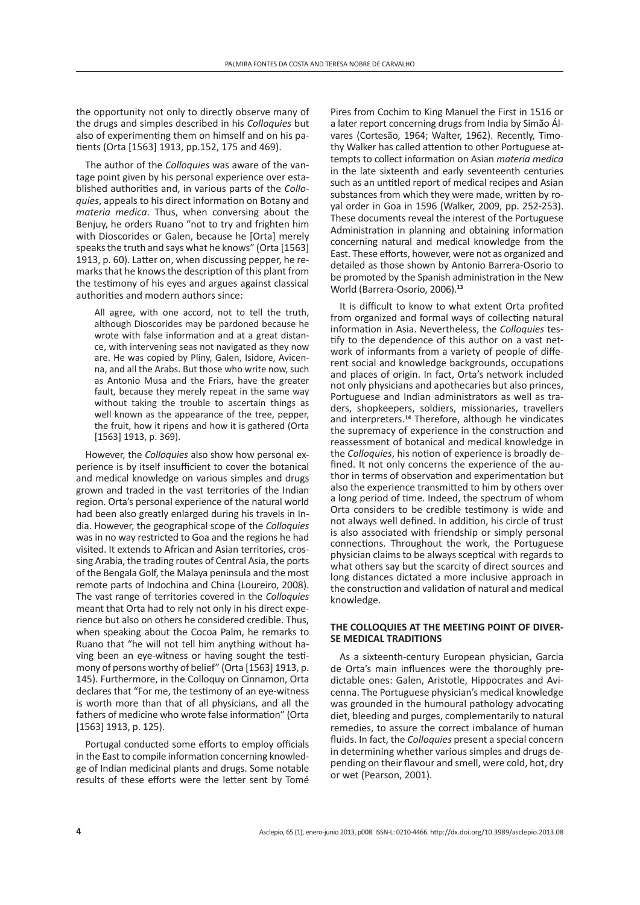the opportunity not only to directly observe many of the drugs and simples described in his *Colloquies* but also of experimenting them on himself and on his patients (Orta [1563] 1913, pp.152, 175 and 469).

The author of the *Colloquies* was aware of the vantage point given by his personal experience over established authorities and, in various parts of the *Colloquies*, appeals to his direct information on Botany and *materia medica*. Thus, when conversing about the Benjuy, he orders Ruano "not to try and frighten him with Dioscorides or Galen, because he [Orta] merely speaks the truth and says what he knows" (Orta [1563] 1913, p. 60). Latter on, when discussing pepper, he remarks that he knows the description of this plant from the testimony of his eyes and argues against classical authorities and modern authors since:

> All agree, with one accord, not to tell the truth, although Dioscorides may be pardoned because he wrote with false information and at a great distance, with intervening seas not navigated as they now are. He was copied by Pliny, Galen, Isidore, Avicenna, and all the Arabs. But those who write now, such as Antonio Musa and the Friars, have the greater fault, because they merely repeat in the same way without taking the trouble to ascertain things as well known as the appearance of the tree, pepper, the fruit, how it ripens and how it is gathered (Orta [1563] 1913, p. 369).

However, the *Colloquies* also show how personal experience is by itself insufficient to cover the botanical and medical knowledge on various simples and drugs grown and traded in the vast territories of the Indian region. Orta's personal experience of the natural world had been also greatly enlarged during his travels in India. However, the geographical scope of the *Colloquies* was in no way restricted to Goa and the regions he had visited. It extends to African and Asian territories, crossing Arabia, the trading routes of Central Asia, the ports of the Bengala Golf, the Malaya peninsula and the most remote parts of Indochina and China (Loureiro, 2008). The vast range of territories covered in the *Colloquies* meant that Orta had to rely not only in his direct experience but also on others he considered credible. Thus, when speaking about the Cocoa Palm, he remarks to Ruano that "he will not tell him anything without having been an eye-witness or having sought the testimony of persons worthy of belief" (Orta [1563] 1913, p. 145). Furthermore, in the Colloquy on Cinnamon, Orta declares that "For me, the testimony of an eye-witness is worth more than that of all physicians, and all the fathers of medicine who wrote false information" (Orta [1563] 1913, p. 125).

Portugal conducted some efforts to employ officials in the East to compile information concerning knowledge of Indian medicinal plants and drugs. Some notable results of these efforts were the letter sent by Tomé Pires from Cochim to King Manuel the First in 1516 or a later report concerning drugs from India by Simão Álvares (Cortesão, 1964; Walter, 1962). Recently, Timothy Walker has called attention to other Portuguese attempts to collect information on Asian *materia medica* in the late sixteenth and early seventeenth centuries such as an untitled report of medical recipes and Asian substances from which they were made, written by royal order in Goa in 1596 (Walker, 2009, pp. 252-253). These documents reveal the interest of the Portuguese Administration in planning and obtaining information concerning natural and medical knowledge from the East. These efforts, however, were not as organized and detailed as those shown by Antonio Barrera-Osorio to be promoted by the Spanish administration in the New World (Barrera-Osorio, 2006).[13]

It is difficult to know to what extent Orta profited from organized and formal ways of collecting natural information in Asia. Nevertheless, the *Colloquies* testify to the dependence of this author on a vast network of informants from a variety of people of different social and knowledge backgrounds, occupations and places of origin. In fact, Orta's network included not only physicians and apothecaries but also princes, Portuguese and Indian administrators as well as traders, shopkeepers, soldiers, missionaries, travellers and interpreters.[14] Therefore, although he vindicates the supremacy of experience in the construction and reassessment of botanical and medical knowledge in the *Colloquies*, his notion of experience is broadly defined. It not only concerns the experience of the author in terms of observation and experimentation but also the experience transmitted to him by others over a long period of time. Indeed, the spectrum of whom Orta considers to be credible testimony is wide and not always well defined. In addition, his circle of trust is also associated with friendship or simply personal connections. Throughout the work, the Portuguese physician claims to be always sceptical with regards to what others say but the scarcity of direct sources and long distances dictated a more inclusive approach in the construction and validation of natural and medical knowledge.

## THE COLLOQUIES AT THE MEETING POINT OF DIVERSE MEDICAL TRADITIONS

As a sixteenth-century European physician, Garcia de Orta's main influences were the thoroughly predictable ones: Galen, Aristotle, Hippocrates and Avicenna. The Portuguese physician's medical knowledge was grounded in the humoural pathology advocating diet, bleeding and purges, complementarily to natural remedies, to assure the correct imbalance of human fluids. In fact, the *Colloquies* present a special concern in determining whether various simples and drugs depending on their flavour and smell, were cold, hot, dry or wet (Pearson, 2001).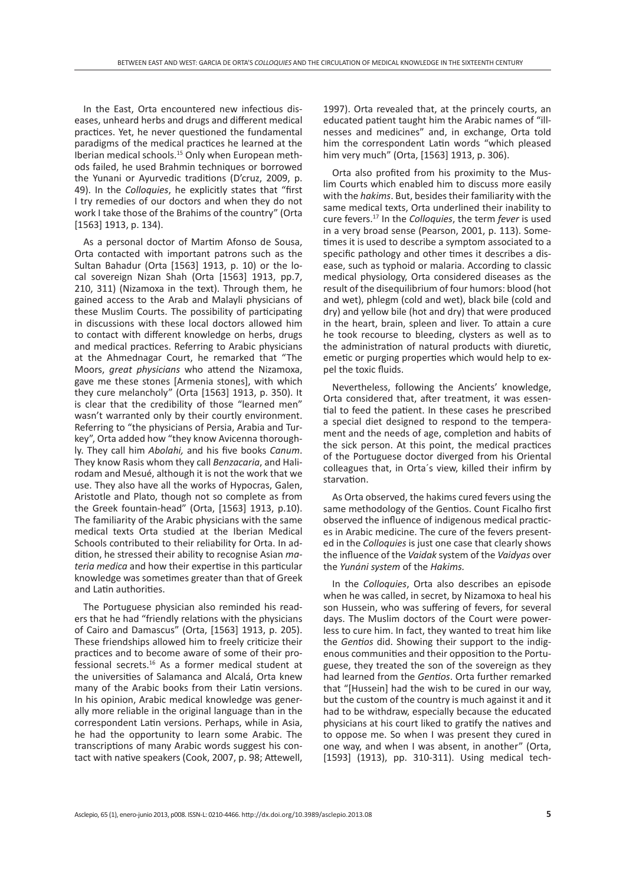In the East, Orta encountered new infectious diseases, unheard herbs and drugs and different medical practices. Yet, he never questioned the fundamental paradigms of the medical practices he learned at the Iberian medical schools.[15] Only when European methods failed, he used Brahmin techniques or borrowed the Yunani or Ayurvedic traditions (D'cruz, 2009, p. 49). In the *Colloquies*, he explicitly states that "first I try remedies of our doctors and when they do not work I take those of the Brahims of the country" (Orta [1563] 1913, p. 134).

As a personal doctor of Martim Afonso de Sousa, Orta contacted with important patrons such as the Sultan Bahadur (Orta [1563] 1913, p. 10) or the local sovereign Nizan Shah (Orta [1563] 1913, pp.7, 210, 311) (Nizamoxa in the text). Through them, he gained access to the Arab and Malayli physicians of these Muslim Courts. The possibility of participating in discussions with these local doctors allowed him to contact with different knowledge on herbs, drugs and medical practices. Referring to Arabic physicians at the Ahmednagar Court, he remarked that "The Moors, *great physicians* who attend the Nizamoxa, gave me these stones [Armenia stones], with which they cure melancholy" (Orta [1563] 1913, p. 350). It is clear that the credibility of those "learned men" wasn't warranted only by their courtly environment. Referring to "the physicians of Persia, Arabia and Turkey", Orta added how "they know Avicenna thoroughly. They call him *Abolahi,* and his five books *Canum*. They know Rasis whom they call *Benzacaria*, and Halirodam and Mesué, although it is not the work that we use. They also have all the works of Hypocras, Galen, Aristotle and Plato, though not so complete as from the Greek fountain-head" (Orta, [1563] 1913, p.10). The familiarity of the Arabic physicians with the same medical texts Orta studied at the Iberian Medical Schools contributed to their reliability for Orta. In addition, he stressed their ability to recognise Asian *materia medica* and how their expertise in this particular knowledge was sometimes greater than that of Greek and Latin authorities.

The Portuguese physician also reminded his readers that he had "friendly relations with the physicians of Cairo and Damascus" (Orta, [1563] 1913, p. 205). These friendships allowed him to freely criticize their practices and to become aware of some of their professional secrets.[16] As a former medical student at the universities of Salamanca and Alcalá, Orta knew many of the Arabic books from their Latin versions. In his opinion, Arabic medical knowledge was generally more reliable in the original language than in the correspondent Latin versions. Perhaps, while in Asia, he had the opportunity to learn some Arabic. The transcriptions of many Arabic words suggest his contact with native speakers (Cook, 2007, p. 98; Attewell, 1997). Orta revealed that, at the princely courts, an educated patient taught him the Arabic names of "illnesses and medicines" and, in exchange, Orta told him the correspondent Latin words "which pleased him very much" (Orta, [1563] 1913, p. 306).

Orta also profited from his proximity to the Muslim Courts which enabled him to discuss more easily with the *hakims*. But, besides their familiarity with the same medical texts, Orta underlined their inability to cure fevers.[17] In the *Colloquies*, the term *fever* is used in a very broad sense (Pearson, 2001, p. 113). Sometimes it is used to describe a symptom associated to a specific pathology and other times it describes a disease, such as typhoid or malaria. According to classic medical physiology, Orta considered diseases as the result of the disequilibrium of four humors: blood (hot and wet), phlegm (cold and wet), black bile (cold and dry) and yellow bile (hot and dry) that were produced in the heart, brain, spleen and liver. To attain a cure he took recourse to bleeding, clysters as well as to the administration of natural products with diuretic, emetic or purging properties which would help to expel the toxic fluids.

Nevertheless, following the Ancients' knowledge, Orta considered that, after treatment, it was essential to feed the patient. In these cases he prescribed a special diet designed to respond to the temperament and the needs of age, completion and habits of the sick person. At this point, the medical practices of the Portuguese doctor diverged from his Oriental colleagues that, in Orta´s view, killed their infirm by starvation.

As Orta observed, the hakims cured fevers using the same methodology of the Gentios. Count Ficalho first observed the influence of indigenous medical practices in Arabic medicine. The cure of the fevers presented in the *Colloquies* is just one case that clearly shows the influence of the *Vaidak* system of the *Vaidyas* over the *Yunáni system* of the *Hakims.*

In the *Colloquies*, Orta also describes an episode when he was called, in secret, by Nizamoxa to heal his son Hussein, who was suffering of fevers, for several days. The Muslim doctors of the Court were powerless to cure him. In fact, they wanted to treat him like the *Gentios* did. Showing their support to the indigenous communities and their opposition to the Portuguese, they treated the son of the sovereign as they had learned from the *Gentios*. Orta further remarked that "[Hussein] had the wish to be cured in our way, but the custom of the country is much against it and it had to be withdraw, especially because the educated physicians at his court liked to gratify the natives and to oppose me. So when I was present they cured in one way, and when I was absent, in another" (Orta, [1593] (1913), pp. 310-311). Using medical tech-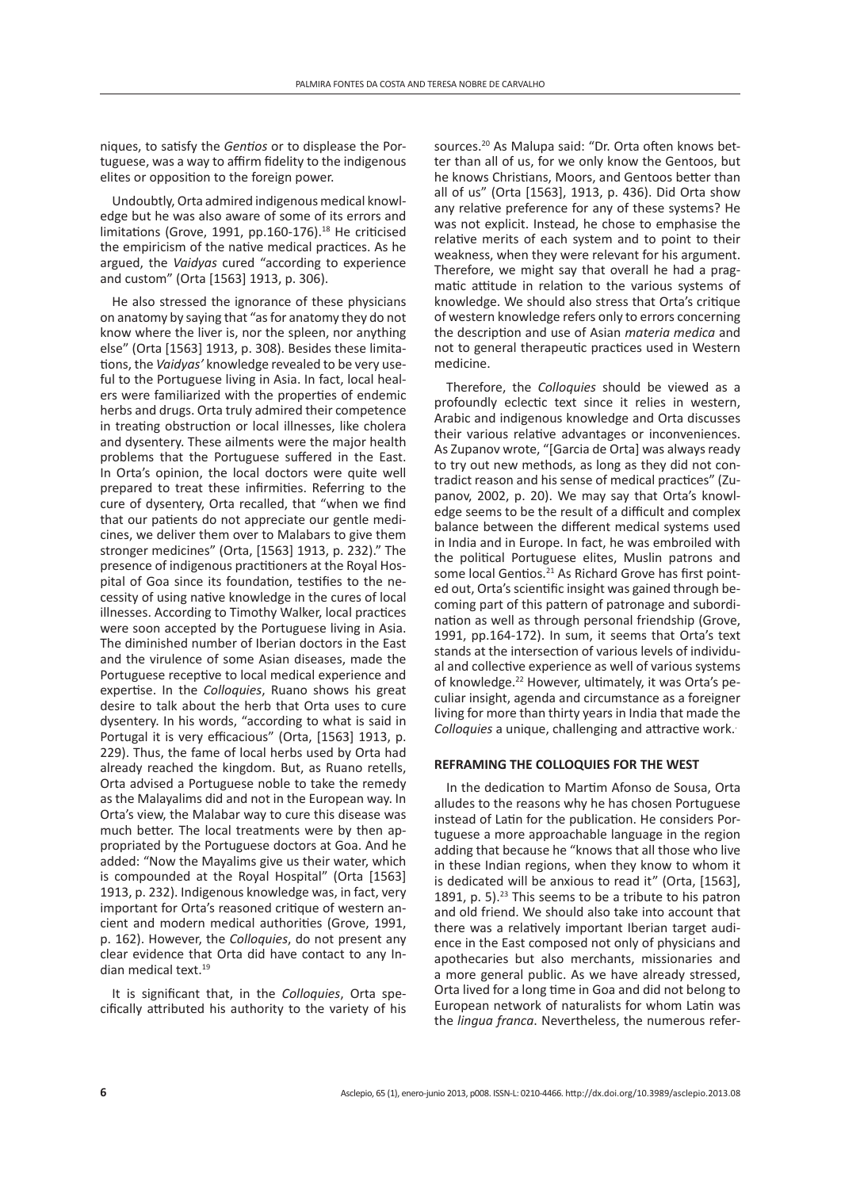niques, to satisfy the *Gentios* or to displease the Portuguese, was a way to affirm fidelity to the indigenous elites or opposition to the foreign power.

Undoubtly, Orta admired indigenous medical knowledge but he was also aware of some of its errors and limitations (Grove, 1991, pp.160-176).[18] He criticised the empiricism of the native medical practices. As he argued, the *Vaidyas* cured "according to experience and custom" (Orta [1563] 1913, p. 306).

He also stressed the ignorance of these physicians on anatomy by saying that "as for anatomy they do not know where the liver is, nor the spleen, nor anything else" (Orta [1563] 1913, p. 308). Besides these limitations, the *Vaidyas'* knowledge revealed to be very useful to the Portuguese living in Asia. In fact, local healers were familiarized with the properties of endemic herbs and drugs. Orta truly admired their competence in treating obstruction or local illnesses, like cholera and dysentery. These ailments were the major health problems that the Portuguese suffered in the East. In Orta's opinion, the local doctors were quite well prepared to treat these infirmities. Referring to the cure of dysentery, Orta recalled, that "when we find that our patients do not appreciate our gentle medicines, we deliver them over to Malabars to give them stronger medicines" (Orta, [1563] 1913, p. 232)." The presence of indigenous practitioners at the Royal Hospital of Goa since its foundation, testifies to the necessity of using native knowledge in the cures of local illnesses. According to Timothy Walker, local practices were soon accepted by the Portuguese living in Asia. The diminished number of Iberian doctors in the East and the virulence of some Asian diseases, made the Portuguese receptive to local medical experience and expertise. In the *Colloquies*, Ruano shows his great desire to talk about the herb that Orta uses to cure dysentery. In his words, "according to what is said in Portugal it is very efficacious" (Orta, [1563] 1913, p. 229). Thus, the fame of local herbs used by Orta had already reached the kingdom. But, as Ruano retells, Orta advised a Portuguese noble to take the remedy as the Malayalims did and not in the European way. In Orta's view, the Malabar way to cure this disease was much better. The local treatments were by then appropriated by the Portuguese doctors at Goa. And he added: "Now the Mayalims give us their water, which is compounded at the Royal Hospital" (Orta [1563] 1913, p. 232). Indigenous knowledge was, in fact, very important for Orta's reasoned critique of western ancient and modern medical authorities (Grove, 1991, p. 162). However, the *Colloquies*, do not present any clear evidence that Orta did have contact to any Indian medical text.[19]

It is significant that, in the *Colloquies*, Orta specifically attributed his authority to the variety of his sources.[20] As Malupa said: "Dr. Orta often knows better than all of us, for we only know the Gentoos, but he knows Christians, Moors, and Gentoos better than all of us" (Orta [1563], 1913, p. 436). Did Orta show any relative preference for any of these systems? He was not explicit. Instead, he chose to emphasise the relative merits of each system and to point to their weakness, when they were relevant for his argument. Therefore, we might say that overall he had a pragmatic attitude in relation to the various systems of knowledge. We should also stress that Orta's critique of western knowledge refers only to errors concerning the description and use of Asian *materia medica* and not to general therapeutic practices used in Western medicine.

Therefore, the *Colloquies* should be viewed as a profoundly eclectic text since it relies in western, Arabic and indigenous knowledge and Orta discusses their various relative advantages or inconveniences. As Zupanov wrote, "[Garcia de Orta] was always ready to try out new methods, as long as they did not contradict reason and his sense of medical practices" (Zupanov, 2002, p. 20). We may say that Orta's knowledge seems to be the result of a difficult and complex balance between the different medical systems used in India and in Europe. In fact, he was embroiled with the political Portuguese elites, Muslin patrons and some local Gentios.[21] As Richard Grove has first pointed out, Orta's scientific insight was gained through becoming part of this pattern of patronage and subordination as well as through personal friendship (Grove, 1991, pp.164-172). In sum, it seems that Orta's text stands at the intersection of various levels of individual and collective experience as well of various systems of knowledge.[22] However, ultimately, it was Orta's peculiar insight, agenda and circumstance as a foreigner living for more than thirty years in India that made the *Colloquies* a unique, challenging and attractive work.

## REFRAMING THE COLLOQUIES FOR THE WEST

In the dedication to Martim Afonso de Sousa, Orta alludes to the reasons why he has chosen Portuguese instead of Latin for the publication. He considers Portuguese a more approachable language in the region adding that because he "knows that all those who live in these Indian regions, when they know to whom it is dedicated will be anxious to read it" (Orta, [1563], 1891, p. 5).[23] This seems to be a tribute to his patron and old friend. We should also take into account that there was a relatively important Iberian target audience in the East composed not only of physicians and apothecaries but also merchants, missionaries and a more general public. As we have already stressed, Orta lived for a long time in Goa and did not belong to European network of naturalists for whom Latin was the *lingua franca*. Nevertheless, the numerous refer-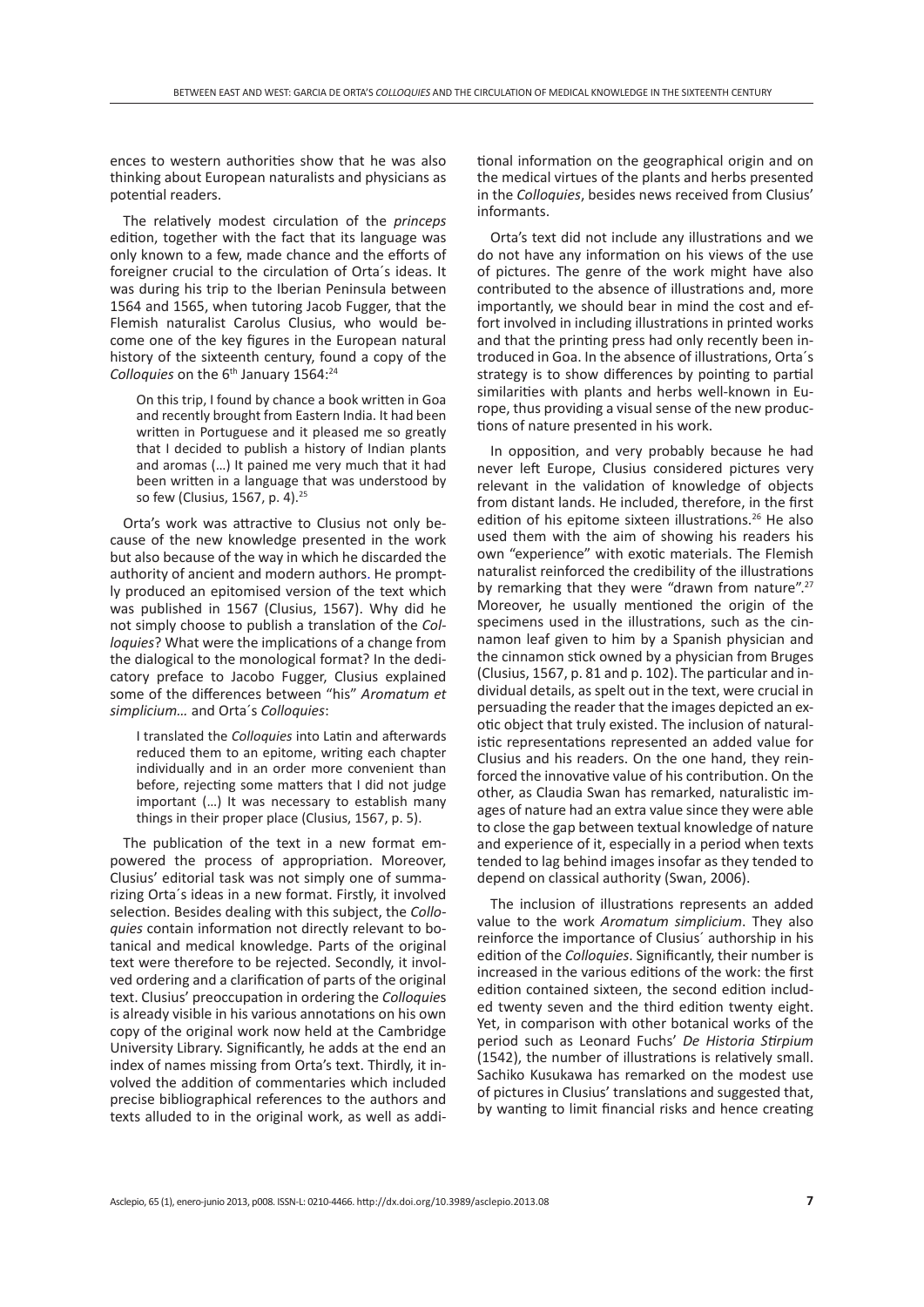ences to western authorities show that he was also thinking about European naturalists and physicians as potential readers.

The relatively modest circulation of the *princeps* edition, together with the fact that its language was only known to a few, made chance and the efforts of foreigner crucial to the circulation of Orta´s ideas. It was during his trip to the Iberian Peninsula between 1564 and 1565, when tutoring Jacob Fugger, that the Flemish naturalist Carolus Clusius, who would become one of the key figures in the European natural history of the sixteenth century, found a copy of the *Colloquies* on the 6th January 1564:[24]

> On this trip, I found by chance a book written in Goa and recently brought from Eastern India. It had been written in Portuguese and it pleased me so greatly that I decided to publish a history of Indian plants and aromas (…) It pained me very much that it had been written in a language that was understood by so few (Clusius, 1567, p. 4).[25]

Orta's work was attractive to Clusius not only because of the new knowledge presented in the work but also because of the way in which he discarded the authority of ancient and modern authors. He promptly produced an epitomised version of the text which was published in 1567 (Clusius, 1567). Why did he not simply choose to publish a translation of the *Colloquies*? What were the implications of a change from the dialogical to the monological format? In the dedicatory preface to Jacobo Fugger, Clusius explained some of the differences between "his" *Aromatum et simplicium…* and Orta´s *Colloquies*:

> I translated the *Colloquies* into Latin and afterwards reduced them to an epitome, writing each chapter individually and in an order more convenient than before, rejecting some matters that I did not judge important (…) It was necessary to establish many things in their proper place (Clusius, 1567, p. 5).

The publication of the text in a new format empowered the process of appropriation. Moreover, Clusius' editorial task was not simply one of summarizing Orta´s ideas in a new format. Firstly, it involved selection. Besides dealing with this subject, the *Colloquies* contain information not directly relevant to botanical and medical knowledge. Parts of the original text were therefore to be rejected. Secondly, it involved ordering and a clarification of parts of the original text. Clusius' preoccupation in ordering the *Colloquie*s is already visible in his various annotations on his own copy of the original work now held at the Cambridge University Library. Significantly, he adds at the end an index of names missing from Orta's text. Thirdly, it involved the addition of commentaries which included precise bibliographical references to the authors and texts alluded to in the original work, as well as additional information on the geographical origin and on the medical virtues of the plants and herbs presented in the *Colloquies*, besides news received from Clusius' informants.

Orta's text did not include any illustrations and we do not have any information on his views of the use of pictures. The genre of the work might have also contributed to the absence of illustrations and, more importantly, we should bear in mind the cost and effort involved in including illustrations in printed works and that the printing press had only recently been introduced in Goa. In the absence of illustrations, Orta´s strategy is to show differences by pointing to partial similarities with plants and herbs well-known in Europe, thus providing a visual sense of the new productions of nature presented in his work.

In opposition, and very probably because he had never left Europe, Clusius considered pictures very relevant in the validation of knowledge of objects from distant lands. He included, therefore, in the first edition of his epitome sixteen illustrations.[26] He also used them with the aim of showing his readers his own "experience" with exotic materials. The Flemish naturalist reinforced the credibility of the illustrations by remarking that they were "drawn from nature".[27] Moreover, he usually mentioned the origin of the specimens used in the illustrations, such as the cinnamon leaf given to him by a Spanish physician and the cinnamon stick owned by a physician from Bruges (Clusius, 1567, p. 81 and p. 102). The particular and individual details, as spelt out in the text, were crucial in persuading the reader that the images depicted an exotic object that truly existed. The inclusion of naturalistic representations represented an added value for Clusius and his readers. On the one hand, they reinforced the innovative value of his contribution. On the other, as Claudia Swan has remarked, naturalistic images of nature had an extra value since they were able to close the gap between textual knowledge of nature and experience of it, especially in a period when texts tended to lag behind images insofar as they tended to depend on classical authority (Swan, 2006).

The inclusion of illustrations represents an added value to the work *Aromatum simplicium*. They also reinforce the importance of Clusius´ authorship in his edition of the *Colloquies*. Significantly, their number is increased in the various editions of the work: the first edition contained sixteen, the second edition included twenty seven and the third edition twenty eight. Yet, in comparison with other botanical works of the period such as Leonard Fuchs' *De Historia Stirpium* (1542), the number of illustrations is relatively small. Sachiko Kusukawa has remarked on the modest use of pictures in Clusius' translations and suggested that, by wanting to limit financial risks and hence creating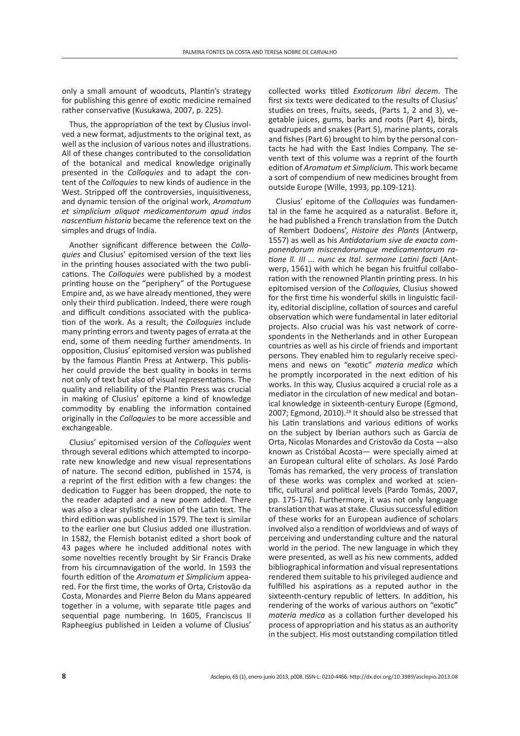only a small amount of woodcuts, Plantin's strategy for publishing this genre of exotic medicine remained rather conservative (Kusukawa, 2007, p. 225).

Thus, the appropriation of the text by Clusius involved a new format, adjustments to the original text, as well as the inclusion of various notes and illustrations. All of these changes contributed to the consolidation of the botanical and medical knowledge originally presented in the *Colloquies* and to adapt the content of the *Colloquies* to new kinds of audience in the West. Stripped off the controversies, inquisitiveness, and dynamic tension of the original work, *Aromatum et simplicium aliquot medicamentorum apud indos nascentium historia* became the reference text on the simples and drugs of India.

Another significant difference between the *Colloquies* and Clusius' epitomised version of the text lies in the printing houses associated with the two publications. The *Colloquies* were published by a modest printing house on the "periphery" of the Portuguese Empire and, as we have already mentioned, they were only their third publication. Indeed, there were rough and difficult conditions associated with the publication of the work. As a result, the *Colloquies* include many printing errors and twenty pages of errata at the end, some of them needing further amendments. In opposition, Clusius' epitomised version was published by the famous Plantin Press at Antwerp. This publisher could provide the best quality in books in terms not only of text but also of visual representations. The quality and reliability of the Plantin Press was crucial in making of Clusius' epitome a kind of knowledge commodity by enabling the information contained originally in the *Colloquies* to be more accessible and exchangeable.

Clusius' epitomised version of the *Colloquies* went through several editions which attempted to incorporate new knowledge and new visual representations of nature. The second edition, published in 1574, is a reprint of the first edition with a few changes: the dedication to Fugger has been dropped, the note to the reader adapted and a new poem added. There was also a clear stylistic revision of the Latin text. The third edition was published in 1579. The text is similar to the earlier one but Clusius added one illustration. In 1582, the Flemish botanist edited a short book of 43 pages where he included additional notes with some novelties recently brought by Sir Francis Drake from his circumnavigation of the world. In 1593 the fourth edition of the *Aromatum et Simplicium* appeared. For the first time, the works of Orta, Cristovão da Costa, Monardes and Pierre Belon du Mans appeared together in a volume, with separate title pages and sequential page numbering. In 1605, Franciscus II Rapheegius published in Leiden a volume of Clusius' collected works titled *Exoticorum libri decem*. The first six texts were dedicated to the results of Clusius' studies on trees, fruits, seeds, (Parts 1, 2 and 3), vegetable juices, gums, barks and roots (Part 4), birds, quadrupeds and snakes (Part 5), marine plants, corals and fishes (Part 6) brought to him by the personal contacts he had with the East Indies Company. The seventh text of this volume was a reprint of the fourth edition of *Aromatum et Simplicium.* This work became a sort of compendium of new medicines brought from outside Europe (Wille, 1993, pp.109-121).

Clusius' epitome of the *Colloquies* was fundamental in the fame he acquired as a naturalist. Before it, he had published a French translation from the Dutch of Rembert Dodoens', *Histoire des Plants* (Antwerp, 1557) as well as his *Antidotarium sive de exacta componendorum miscendorumque medicamentorum ratione ll. III ... nunc ex Ital. sermone Latini facti* (Antwerp, 1561) with which he began his fruitful collaboration with the renowned Plantin printing press. In his epitomised version of the *Colloquies,* Clusius showed for the first time his wonderful skills in linguistic facility, editorial discipline, collation of sources and careful observation which were fundamental in later editorial projects. Also crucial was his vast network of correspondents in the Netherlands and in other European countries as well as his circle of friends and important persons. They enabled him to regularly receive specimens and news on "exotic" *materia medica* which he promptly incorporated in the next edition of his works. In this way, Clusius acquired a crucial role as a mediator in the circulation of new medical and botanical knowledge in sixteenth-century Europe (Egmond, 2007; Egmond, 2010).[28] It should also be stressed that his Latin translations and various editions of works on the subject by Iberian authors such as Garcia de Orta, Nicolas Monardes and Cristovão da Costa —also known as Cristóbal Acosta— were specially aimed at an European cultural elite of scholars. As José Pardo Tomás has remarked, the very process of translation of these works was complex and worked at scientific, cultural and political levels (Pardo Tomás, 2007, pp. 175-176). Furthermore, it was not only language translation that was at stake. Clusius successful edition of these works for an European audience of scholars involved also a rendition of worldviews and of ways of perceiving and understanding culture and the natural world in the period. The new language in which they were presented, as well as his new comments, added bibliographical information and visual representations rendered them suitable to his privileged audience and fulfilled his aspirations as a reputed author in the sixteenth-century republic of letters. In addition, his rendering of the works of various authors on "exotic" *materia medica* as a collation further developed his process of appropriation and his status as an authority in the subject. His most outstanding compilation titled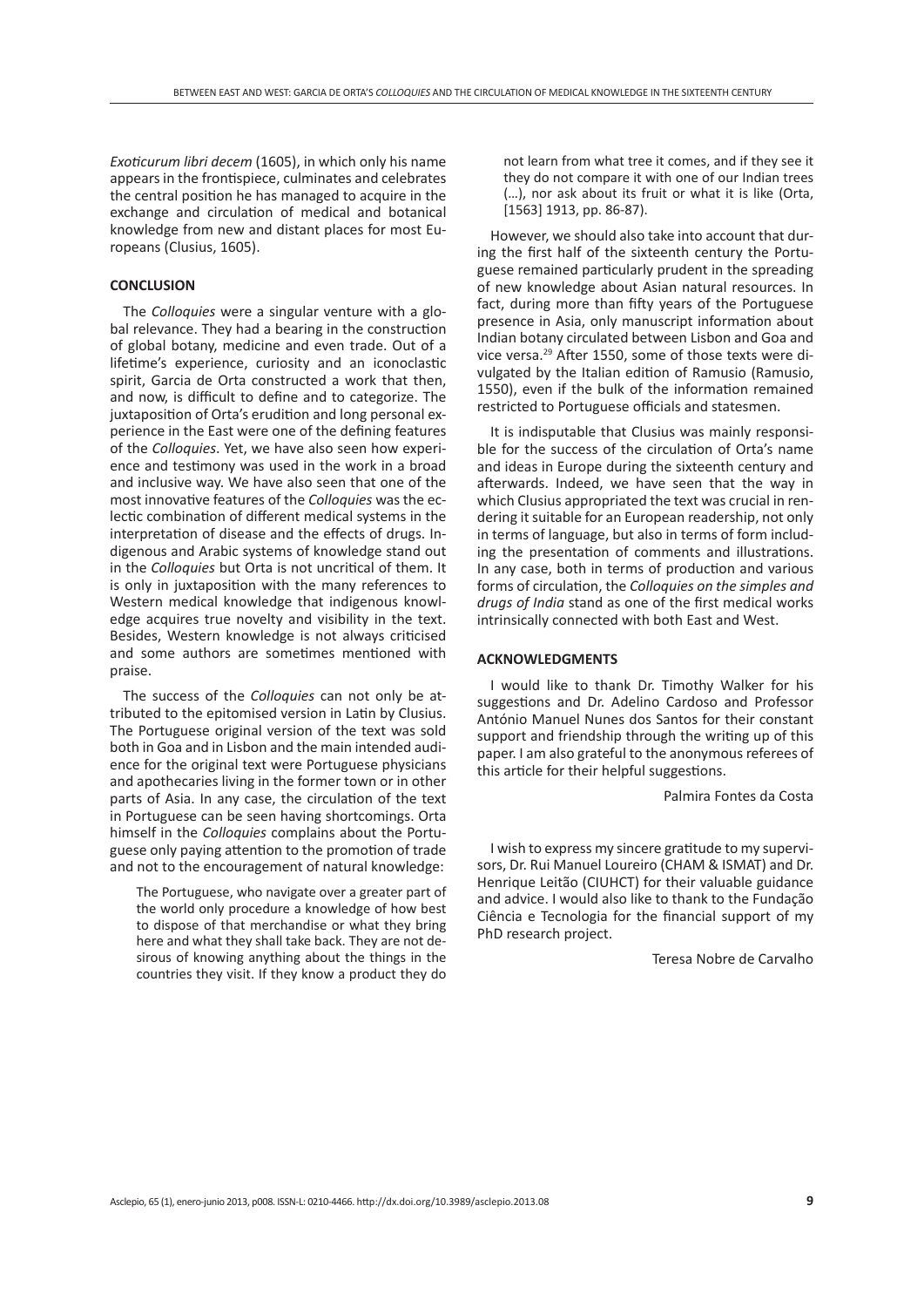*Exoticurum libri decem* (1605), in which only his name appears in the frontispiece, culminates and celebrates the central position he has managed to acquire in the exchange and circulation of medical and botanical knowledge from new and distant places for most Europeans (Clusius, 1605).

## CONCLUSION

The *Colloquies* were a singular venture with a global relevance. They had a bearing in the construction of global botany, medicine and even trade. Out of a lifetime's experience, curiosity and an iconoclastic spirit, Garcia de Orta constructed a work that then, and now, is difficult to define and to categorize. The juxtaposition of Orta's erudition and long personal experience in the East were one of the defining features of the *Colloquies*. Yet, we have also seen how experience and testimony was used in the work in a broad and inclusive way. We have also seen that one of the most innovative features of the *Colloquies* was the eclectic combination of different medical systems in the interpretation of disease and the effects of drugs. Indigenous and Arabic systems of knowledge stand out in the *Colloquies* but Orta is not uncritical of them. It is only in juxtaposition with the many references to Western medical knowledge that indigenous knowledge acquires true novelty and visibility in the text. Besides, Western knowledge is not always criticised and some authors are sometimes mentioned with praise.

The success of the *Colloquies* can not only be attributed to the epitomised version in Latin by Clusius. The Portuguese original version of the text was sold both in Goa and in Lisbon and the main intended audience for the original text were Portuguese physicians and apothecaries living in the former town or in other parts of Asia. In any case, the circulation of the text in Portuguese can be seen having shortcomings. Orta himself in the *Colloquies* complains about the Portuguese only paying attention to the promotion of trade and not to the encouragement of natural knowledge:

> The Portuguese, who navigate over a greater part of the world only procedure a knowledge of how best to dispose of that merchandise or what they bring here and what they shall take back. They are not desirous of knowing anything about the things in the countries they visit. If they know a product they do not learn from what tree it comes, and if they see it they do not compare it with one of our Indian trees (...), nor ask about its fruit or what it is like (Orta, [1563] 1913, pp. 86-87).

However, we should also take into account that during the first half of the sixteenth century the Portuguese remained particularly prudent in the spreading of new knowledge about Asian natural resources. In fact, during more than fifty years of the Portuguese presence in Asia, only manuscript information about Indian botany circulated between Lisbon and Goa and vice versa.[29] After 1550, some of those texts were divulgated by the Italian edition of Ramusio (Ramusio, 1550), even if the bulk of the information remained restricted to Portuguese officials and statesmen.

It is indisputable that Clusius was mainly responsible for the success of the circulation of Orta's name and ideas in Europe during the sixteenth century and afterwards. Indeed, we have seen that the way in which Clusius appropriated the text was crucial in rendering it suitable for an European readership, not only in terms of language, but also in terms of form including the presentation of comments and illustrations. In any case, both in terms of production and various forms of circulation, the *Colloquies on the simples and drugs of India* stand as one of the first medical works intrinsically connected with both East and West.

## ACKNOWLEDGMENTS

I would like to thank Dr. Timothy Walker for his suggestions and Dr. Adelino Cardoso and Professor António Manuel Nunes dos Santos for their constant support and friendship through the writing up of this paper. I am also grateful to the anonymous referees of this article for their helpful suggestions.

Palmira Fontes da Costa

I wish to express my sincere gratitude to my supervisors, Dr. Rui Manuel Loureiro (CHAM & ISMAT) and Dr. Henrique Leitão (CIUHCT) for their valuable guidance and advice. I would also like to thank to the Fundação Ciência e Tecnologia for the financial support of my PhD research project.

Teresa Nobre de Carvalho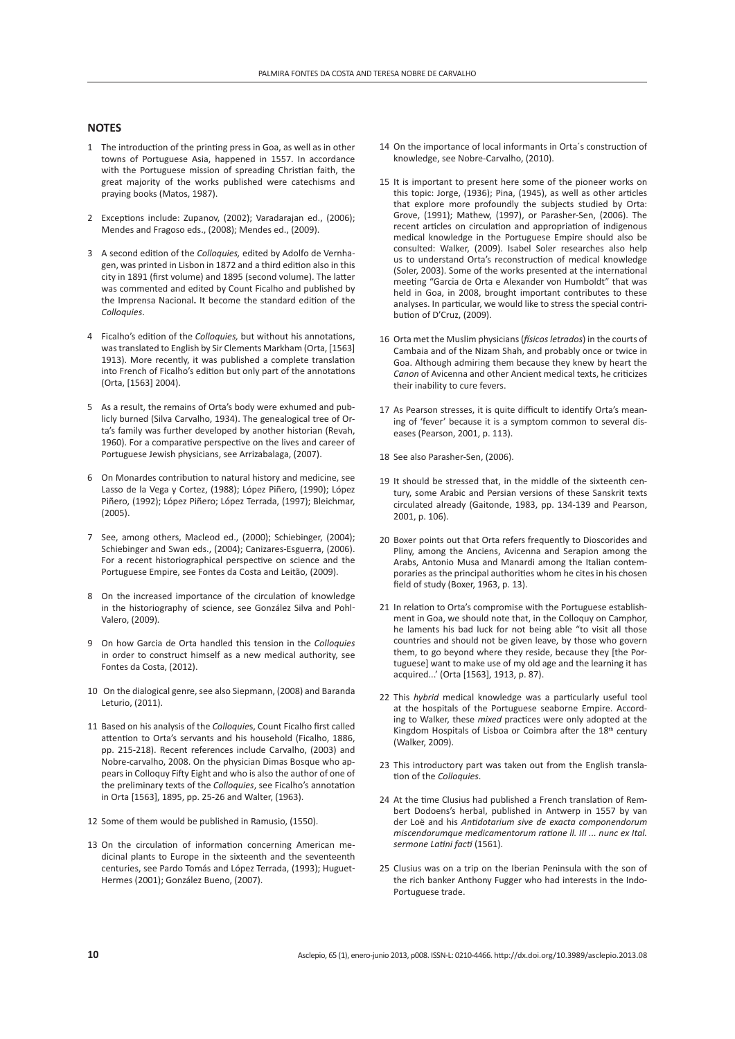## NOTES

1 The introduction of the printing press in Goa, as well as in other towns of Portuguese Asia, happened in 1557. In accordance with the Portuguese mission of spreading Christian faith, the great majority of the works published were catechisms and praying books (Matos, 1987).

2 Exceptions include: Zupanov, (2002); Varadarajan ed., (2006); Mendes and Fragoso eds., (2008); Mendes ed., (2009).

3 A second edition of the *Colloquies,* edited by Adolfo de Vernhagen, was printed in Lisbon in 1872 and a third edition also in this city in 1891 (first volume) and 1895 (second volume). The latter was commented and edited by Count Ficalho and published by the Imprensa Nacional**.** It become the standard edition of the *Colloquies*.

4 Ficalho's edition of the *Colloquies,* but without his annotations, was translated to English by Sir Clements Markham (Orta, [1563] 1913). More recently, it was published a complete translation into French of Ficalho's edition but only part of the annotations (Orta, [1563] 2004).

5 As a result, the remains of Orta's body were exhumed and publicly burned (Silva Carvalho, 1934). The genealogical tree of Orta's family was further developed by another historian (Revah, 1960). For a comparative perspective on the lives and career of Portuguese Jewish physicians, see Arrizabalaga, (2007).

6 On Monardes contribution to natural history and medicine, see Lasso de la Vega y Cortez, (1988); López Piñero, (1990); López Piñero, (1992); López Piñero; López Terrada, (1997); Bleichmar, (2005).

7 See, among others, Macleod ed., (2000); Schiebinger, (2004); Schiebinger and Swan eds., (2004); Canizares-Esguerra, (2006). For a recent historiographical perspective on science and the Portuguese Empire, see Fontes da Costa and Leitão, (2009).

8 On the increased importance of the circulation of knowledge in the historiography of science, see González Silva and Pohl-Valero, (2009).

9 On how Garcia de Orta handled this tension in the *Colloquies* in order to construct himself as a new medical authority, see Fontes da Costa, (2012).

10 On the dialogical genre, see also Siepmann, (2008) and Baranda Leturio, (2011).

11 Based on his analysis of the *Colloquie*s, Count Ficalho first called attention to Orta's servants and his household (Ficalho, 1886, pp. 215-218). Recent references include Carvalho, (2003) and Nobre-carvalho, 2008. On the physician Dimas Bosque who appears in Colloquy Fifty Eight and who is also the author of one of the preliminary texts of the *Colloquies*, see Ficalho's annotation in Orta [1563], 1895, pp. 25-26 and Walter, (1963).

12 Some of them would be published in Ramusio, (1550).

13 On the circulation of information concerning American medicinal plants to Europe in the sixteenth and the seventeenth centuries, see Pardo Tomás and López Terrada, (1993); Huguet-Hermes (2001); González Bueno, (2007).

14 On the importance of local informants in Orta´s construction of knowledge, see Nobre-Carvalho, (2010).

15 It is important to present here some of the pioneer works on this topic: Jorge, (1936); Pina, (1945), as well as other articles that explore more profoundly the subjects studied by Orta: Grove, (1991); Mathew, (1997), or Parasher-Sen, (2006). The recent articles on circulation and appropriation of indigenous medical knowledge in the Portuguese Empire should also be consulted: Walker, (2009). Isabel Soler researches also help us to understand Orta's reconstruction of medical knowledge (Soler, 2003). Some of the works presented at the international meeting "Garcia de Orta e Alexander von Humboldt" that was held in Goa, in 2008, brought important contributes to these analyses. In particular, we would like to stress the special contribution of D'Cruz, (2009).

16 Orta met the Muslim physicians (*físicos letrados*) in the courts of Cambaia and of the Nizam Shah, and probably once or twice in Goa. Although admiring them because they knew by heart the *Canon* of Avicenna and other Ancient medical texts, he criticizes their inability to cure fevers.

17 As Pearson stresses, it is quite difficult to identify Orta's meaning of 'fever' because it is a symptom common to several diseases (Pearson, 2001, p. 113).

18 See also Parasher-Sen, (2006).

19 It should be stressed that, in the middle of the sixteenth century, some Arabic and Persian versions of these Sanskrit texts circulated already (Gaitonde, 1983, pp. 134-139 and Pearson, 2001, p. 106).

20 Boxer points out that Orta refers frequently to Dioscorides and Pliny, among the Anciens, Avicenna and Serapion among the Arabs, Antonio Musa and Manardi among the Italian contemporaries as the principal authorities whom he cites in his chosen field of study (Boxer, 1963, p. 13).

21 In relation to Orta's compromise with the Portuguese establishment in Goa, we should note that, in the Colloquy on Camphor, he laments his bad luck for not being able "to visit all those countries and should not be given leave, by those who govern them, to go beyond where they reside, because they [the Portuguese] want to make use of my old age and the learning it has acquired...' (Orta [1563], 1913, p. 87).

22 This *hybrid* medical knowledge was a particularly useful tool at the hospitals of the Portuguese seaborne Empire. According to Walker, these *mixed* practices were only adopted at the Kingdom Hospitals of Lisboa or Coimbra after the 18th century (Walker, 2009).

23 This introductory part was taken out from the English translation of the *Colloquies*.

24 At the time Clusius had published a French translation of Rembert Dodoens's herbal, published in Antwerp in 1557 by van der Loë and his *Antidotarium sive de exacta componendorum miscendorumque medicamentorum ratione ll. III ... nunc ex Ital. sermone Latini facti* (1561).

25 Clusius was on a trip on the Iberian Peninsula with the son of the rich banker Anthony Fugger who had interests in the Indo-Portuguese trade.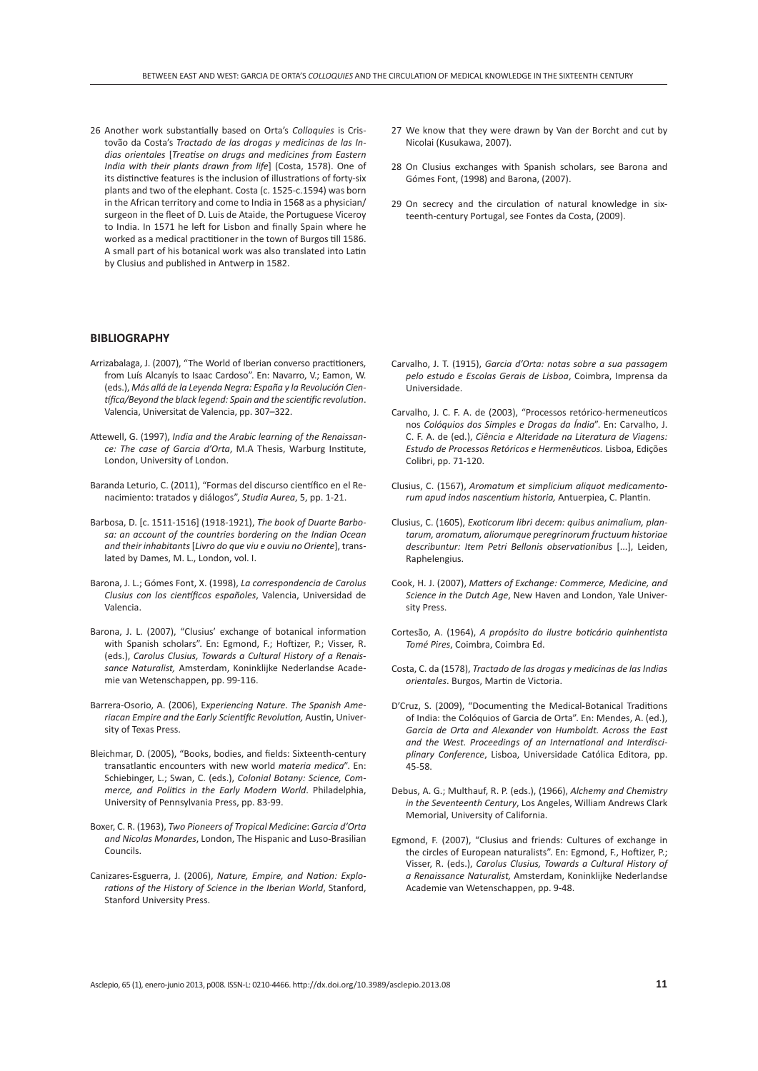26 Another work substantially based on Orta's *Colloquies* is Cristovão da Costa's *Tractado de las drogas y medicinas de las Indias orientales* [*Treatise on drugs and medicines from Eastern India with their plants drawn from life*] (Costa, 1578). One of its distinctive features is the inclusion of illustrations of forty-six plants and two of the elephant. Costa (c. 1525-c.1594) was born in the African territory and come to India in 1568 as a physician/surgeon in the fleet of D. Luis de Ataide, the Portuguese Viceroy to India. In 1571 he left for Lisbon and finally Spain where he worked as a medical practitioner in the town of Burgos till 1586. A small part of his botanical work was also translated into Latin by Clusius and published in Antwerp in 1582.

27 We know that they were drawn by Van der Borcht and cut by Nicolai (Kusukawa, 2007).

28 On Clusius exchanges with Spanish scholars, see Barona and Gómes Font, (1998) and Barona, (2007).

29 On secrecy and the circulation of natural knowledge in sixteenth-century Portugal, see Fontes da Costa, (2009).

## BIBLIOGRAPHY

Arrizabalaga, J. (2007), "The World of Iberian converso practitioners, from Luís Alcanyís to Isaac Cardoso". En: Navarro, V.; Eamon, W. (eds.), *Más allá de la Leyenda Negra: España y la Revolución Científica/Beyond the black legend: Spain and the scientific revolution*. Valencia, Universitat de Valencia, pp. 307–322.

Attewell, G. (1997), *India and the Arabic learning of the Renaissance: The case of Garcia d'Orta*, M.A Thesis, Warburg Institute, London, University of London.

Baranda Leturio, C. (2011), "Formas del discurso científico en el Renacimiento: tratados y diálogos", *Studia Aurea*, 5, pp. 1-21.

Barbosa, D. [c. 1511-1516] (1918-1921), *The book of Duarte Barbosa: an account of the countries bordering on the Indian Ocean and their inhabitants* [*Livro do que viu e ouviu no Oriente*], translated by Dames, M. L., London, vol. I.

Barona, J. L.; Gómes Font, X. (1998), *La correspondencia de Carolus Clusius con los científicos españoles*, Valencia, Universidad de Valencia.

Barona, J. L. (2007), "Clusius' exchange of botanical information with Spanish scholars". En: Egmond, F.; Hoftizer, P.; Visser, R. (eds.), *Carolus Clusius, Towards a Cultural History of a Renaissance Naturalist,* Amsterdam, Koninklijke Nederlandse Academie van Wetenschappen, pp. 99-116.

Barrera-Osorio, A. (2006), E*xperiencing Nature. The Spanish Ameriacan Empire and the Early Scientific Revolution,* Austin, University of Texas Press.

Bleichmar, D. (2005), "Books, bodies, and fields: Sixteenth-century transatlantic encounters with new world *materia medica*". En: Schiebinger, L.; Swan, C. (eds.), *Colonial Botany: Science, Commerce, and Politics in the Early Modern World*. Philadelphia, University of Pennsylvania Press, pp. 83-99.

Boxer, C. R. (1963), *Two Pioneers of Tropical Medicine*: *Garcia d'Orta and Nicolas Monardes*, London, The Hispanic and Luso-Brasilian Councils.

Canizares-Esguerra, J. (2006), *Nature, Empire, and Nation: Explorations of the History of Science in the Iberian World*, Stanford, Stanford University Press.

Carvalho, J. T. (1915), *Garcia d'Orta: notas sobre a sua passagem pelo estudo e Escolas Gerais de Lisboa*, Coimbra, Imprensa da Universidade.

Carvalho, J. C. F. A. de (2003), "Processos retórico-hermeneuticos nos *Colóquios dos Simples e Drogas da Índia*". En: Carvalho, J. C. F. A. de (ed.), *Ciência e Alteridade na Literatura de Viagens: Estudo de Processos Retóricos e Hermenêuticos.* Lisboa, Edições Colibri, pp. 71-120.

Clusius, C. (1567), *Aromatum et simplicium aliquot medicamentorum apud indos nascentium historia,* Antuerpiea, C. Plantin.

Clusius, C. (1605), *Exoticorum libri decem: quibus animalium, plantarum, aromatum, aliorumque peregrinorum fructuum historiae describuntur: Item Petri Bellonis observationibus* [...], Leiden, Raphelengius.

Cook, H. J. (2007), *Matters of Exchange: Commerce, Medicine, and Science in the Dutch Age*, New Haven and London, Yale University Press.

Cortesão, A. (1964), *A propósito do ilustre boticário quinhentista Tomé Pires*, Coimbra, Coimbra Ed.

Costa, C. da (1578), *Tractado de las drogas y medicinas de las Indias orientales*. Burgos, Martin de Victoria.

D'Cruz, S. (2009), "Documenting the Medical-Botanical Traditions of India: the Colóquios of Garcia de Orta". En: Mendes, A. (ed.), *Garcia de Orta and Alexander von Humboldt. Across the East and the West. Proceedings of an International and Interdisciplinary Conference*, Lisboa, Universidade Católica Editora, pp. 45-58.

Debus, A. G.; Multhauf, R. P. (eds.), (1966), *Alchemy and Chemistry in the Seventeenth Century*, Los Angeles, William Andrews Clark Memorial, University of California.

Egmond, F. (2007), "Clusius and friends: Cultures of exchange in the circles of European naturalists". En: Egmond, F., Hoftizer, P.; Visser, R. (eds.), *Carolus Clusius, Towards a Cultural History of a Renaissance Naturalist,* Amsterdam, Koninklijke Nederlandse Academie van Wetenschappen, pp. 9-48.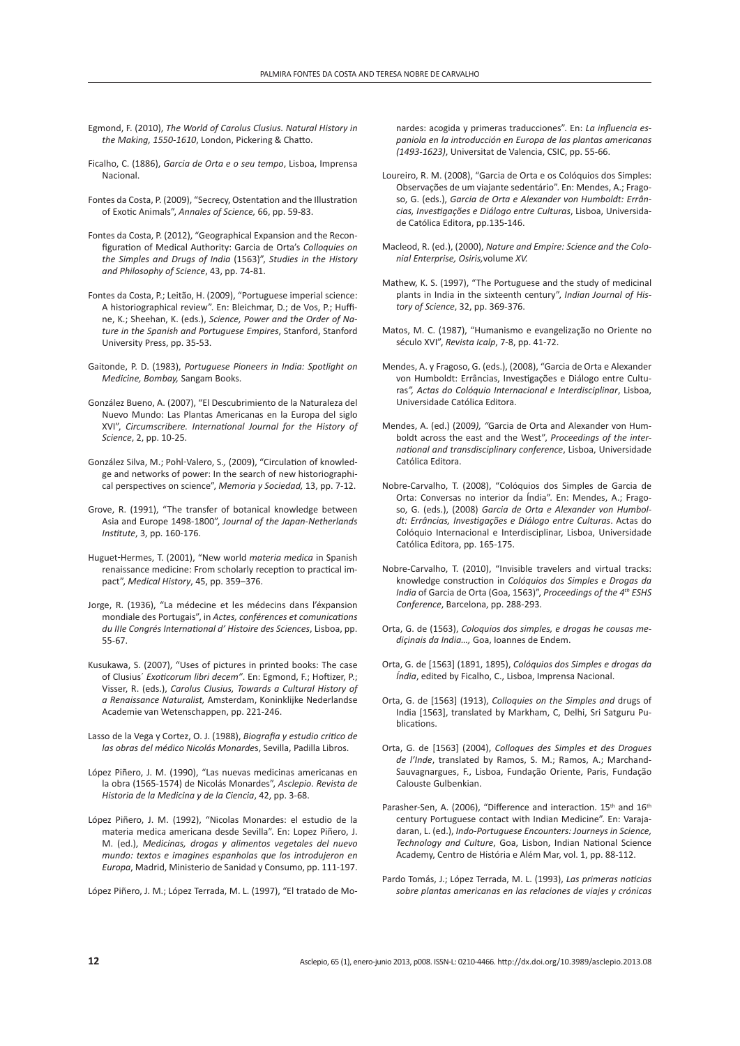Egmond, F. (2010), *The World of Carolus Clusius. Natural History in the Making, 1550-1610*, London, Pickering & Chatto.

Ficalho, C. (1886), *Garcia de Orta e o seu tempo*, Lisboa, Imprensa Nacional.

Fontes da Costa, P. (2009), "Secrecy, Ostentation and the Illustration of Exotic Animals", *Annales of Science,* 66, pp. 59-83.

Fontes da Costa, P. (2012), "Geographical Expansion and the Reconfiguration of Medical Authority: Garcia de Orta's *Colloquies on the Simples and Drugs of India* (1563)", *Studies in the History and Philosophy of Science*, 43, pp. 74-81.

Fontes da Costa, P.; Leitão, H. (2009), "Portuguese imperial science: A historiographical review". En: Bleichmar, D.; de Vos, P.; Huffine, K.; Sheehan, K. (eds.), *Science, Power and the Order of Nature in the Spanish and Portuguese Empires*, Stanford, Stanford University Press, pp. 35-53.

Gaitonde, P. D. (1983), *Portuguese Pioneers in India: Spotlight on Medicine, Bombay,* Sangam Books.

González Bueno, A. (2007), "El Descubrimiento de la Naturaleza del Nuevo Mundo: Las Plantas Americanas en la Europa del siglo XVI", *Circumscribere. International Journal for the History of Science*, 2, pp. 10-25.

González Silva, M.; Pohl-Valero, S., (2009), "Circulation of knowledge and networks of power: In the search of new historiographical perspectives on science", *Memoria y Sociedad,* 13, pp. 7-12.

Grove, R. (1991), "The transfer of botanical knowledge between Asia and Europe 1498-1800", *Journal of the Japan-Netherlands Institute*, 3, pp. 160-176.

Huguet-Hermes, T. (2001), "New world *materia medica* in Spanish renaissance medicine: From scholarly reception to practical impact", *Medical History*, 45, pp. 359–376.

Jorge, R. (1936), "La médecine et les médecins dans l'éxpansion mondiale des Portugais", in *Actes, conférences et comunications du IIIe Congrés International d' Histoire des Sciences*, Lisboa, pp. 55-67.

Kusukawa, S. (2007), "Uses of pictures in printed books: The case of Clusius´ *Exoticorum libri decem"*. En: Egmond, F.; Hoftizer, P.; Visser, R. (eds.), *Carolus Clusius, Towards a Cultural History of a Renaissance Naturalist,* Amsterdam, Koninklijke Nederlandse Academie van Wetenschappen, pp. 221-246.

Lasso de la Vega y Cortez, O. J. (1988), *Biografia y estudio critico de las obras del médico Nicolás Monarde*s, Sevilla, Padilla Libros.

López Piñero, J. M. (1990), "Las nuevas medicinas americanas en la obra (1565-1574) de Nicolás Monardes", *Asclepio. Revista de Historia de la Medicina y de la Ciencia*, 42, pp. 3-68.

López Piñero, J. M. (1992), "Nicolas Monardes: el estudio de la materia medica americana desde Sevilla". En: Lopez Piñero, J. M. (ed.), *Medicinas, drogas y alimentos vegetales del nuevo mundo: textos e imagines espanholas que los introdujeron en Europa*, Madrid, Ministerio de Sanidad y Consumo, pp. 111-197.

López Piñero, J. M.; López Terrada, M. L. (1997), "El tratado de Monardes: acogida y primeras traducciones". En: *La influencia espaniola en la introducción en Europa de las plantas americanas (1493-1623)*, Universitat de Valencia, CSIC, pp. 55-66.

Loureiro, R. M. (2008), "Garcia de Orta e os Colóquios dos Simples: Observações de um viajante sedentário". En: Mendes, A.; Fragoso, G. (eds.), *Garcia de Orta e Alexander von Humboldt: Errâncias, Investigações e Diálogo entre Culturas*, Lisboa, Universidade Católica Editora, pp.135-146.

Macleod, R. (ed.), (2000), *Nature and Empire: Science and the Colonial Enterprise, Osiris,*volume *XV.*

Mathew, K. S. (1997), "The Portuguese and the study of medicinal plants in India in the sixteenth century", *Indian Journal of History of Science*, 32, pp. 369-376.

Matos, M. C. (1987), "Humanismo e evangelização no Oriente no século XVI", *Revista Icalp*, 7-8, pp. 41-72.

Mendes, A. y Fragoso, G. (eds.), (2008), "Garcia de Orta e Alexander von Humboldt: Errâncias, Investigações e Diálogo entre Culturas*", Actas do Colóquio Internacional e Interdisciplinar*, Lisboa, Universidade Católica Editora.

Mendes, A. (ed.) (2009*), "*Garcia de Orta and Alexander von Humboldt across the east and the West", *Proceedings of the international and transdisciplinary conference*, Lisboa, Universidade Católica Editora.

Nobre-Carvalho, T. (2008), "Colóquios dos Simples de Garcia de Orta: Conversas no interior da Índia". En: Mendes, A.; Fragoso, G. (eds.), (2008) *Garcia de Orta e Alexander von Humboldt: Errâncias, Investigações e Diálogo entre Culturas*. Actas do Colóquio Internacional e Interdisciplinar, Lisboa, Universidade Católica Editora, pp. 165-175.

Nobre-Carvalho, T. (2010), "Invisible travelers and virtual tracks: knowledge construction in *Colóquios dos Simples e Drogas da India* of Garcia de Orta (Goa, 1563)", *Proceedings of the 4th ESHS Conference*, Barcelona, pp. 288-293.

Orta, G. de (1563), *Coloquios dos simples, e drogas he cousas mediçinais da India…,* Goa, Ioannes de Endem.

Orta, G. de [1563] (1891, 1895), *Colóquios dos Simples e drogas da Índia*, edited by Ficalho, C., Lisboa, Imprensa Nacional.

Orta, G. de [1563] (1913), *Colloquies on the Simples and* drugs of India [1563], translated by Markham, C, Delhi, Sri Satguru Publications.

Orta, G. de [1563] (2004), *Colloques des Simples et des Drogues de l'Inde*, translated by Ramos, S. M.; Ramos, A.; Marchand-Sauvagnargues, F., Lisboa, Fundação Oriente, Paris, Fundação Calouste Gulbenkian.

Parasher-Sen, A. (2006), "Difference and interaction. 15th and 16th century Portuguese contact with Indian Medicine". En: Varajadaran, L. (ed.), *Indo-Portuguese Encounters: Journeys in Science, Technology and Culture*, Goa, Lisbon, Indian National Science Academy, Centro de História e Além Mar, vol. 1, pp. 88-112.

Pardo Tomás, J.; López Terrada, M. L. (1993), *Las primeras noticias sobre plantas americanas en las relaciones de viajes y crónicas*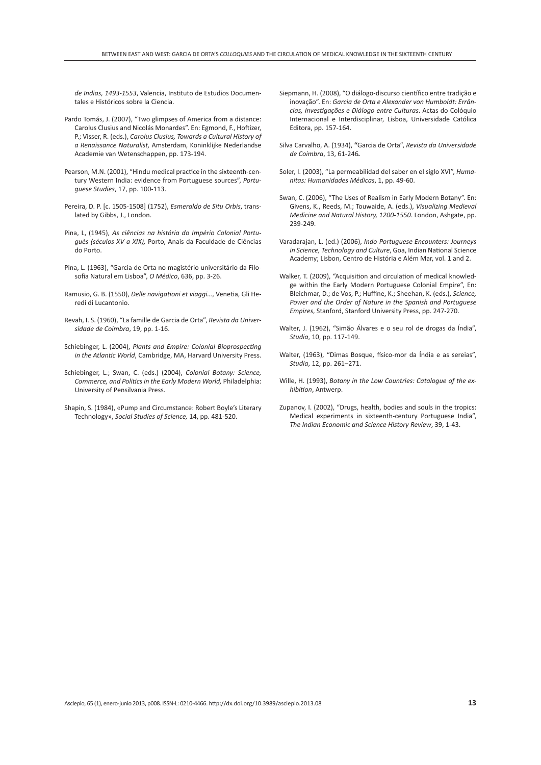*de Indias, 1493-1553*, Valencia, Instituto de Estudios Documentales e Históricos sobre la Ciencia.

Pardo Tomás, J. (2007), "Two glimpses of America from a distance: Carolus Clusius and Nicolás Monardes". En: Egmond, F., Hoftizer, P.; Visser, R. (eds.), *Carolus Clusius, Towards a Cultural History of a Renaissance Naturalist,* Amsterdam, Koninklijke Nederlandse Academie van Wetenschappen, pp. 173-194.

Pearson, M.N. (2001), "Hindu medical practice in the sixteenth-century Western India: evidence from Portuguese sources", *Portuguese Studies*, 17, pp. 100-113.

Pereira, D. P. [c. 1505-1508] (1752), *Esmeraldo de Situ Orbis*, translated by Gibbs, J., London.

Pina, L, (1945), *As ciências na história do Império Colonial Portuguès (séculos XV a XIX),* Porto, Anais da Faculdade de Ciências do Porto.

Pina, L. (1963), "Garcia de Orta no magistério universitário da Filosofia Natural em Lisboa", *O Médico*, 636, pp. 3-26.

Ramusio, G. B. (1550), *Delle navigationi et viaggi…*, Venetia, Gli Heredi di Lucantonio.

Revah, I. S. (1960), "La famille de Garcia de Orta", *Revista da Universidade de Coimbra*, 19, pp. 1-16.

Schiebinger, L. (2004), *Plants and Empire: Colonial Bioprospecting in the Atlantic World*, Cambridge, MA, Harvard University Press.

Schiebinger, L.; Swan, C. (eds.) (2004), *Colonial Botany: Science, Commerce, and Politics in the Early Modern World,* Philadelphia: University of Pensilvania Press.

Shapin, S. (1984), «Pump and Circumstance: Robert Boyle's Literary Technology», *Social Studies of Science,* 14, pp. 481-520.

Siepmann, H. (2008), "O diálogo-discurso científico entre tradição e inovação". En: *Garcia de Orta e Alexander von Humboldt: Errâncias, Investigações e Diálogo entre Culturas*. Actas do Colóquio Internacional e Interdisciplinar, Lisboa, Universidade Católica Editora, pp. 157-164.

Silva Carvalho, A. (1934), **"**Garcia de Orta", *Revista da Universidade de Coimbra*, 13, 61-246**.**

Soler, I. (2003), "La permeabilidad del saber en el siglo XVI", *Humanitas: Humanidades Médicas*, 1, pp. 49-60.

Swan, C. (2006), "The Uses of Realism in Early Modern Botany". En: Givens, K., Reeds, M.; Touwaide, A. (eds.), *Visualizing Medieval Medicine and Natural History, 1200-1550*. London, Ashgate, pp. 239-249.

Varadarajan, L. (ed.) (2006), *Indo-Portuguese Encounters: Journeys in Science, Technology and Culture*, Goa, Indian National Science Academy; Lisbon, Centro de História e Além Mar, vol. 1 and 2.

Walker, T. (2009), "Acquisition and circulation of medical knowledge within the Early Modern Portuguese Colonial Empire", En: Bleichmar, D.; de Vos, P.; Huffine, K.; Sheehan, K. (eds.), *Science, Power and the Order of Nature in the Spanish and Portuguese Empires*, Stanford, Stanford University Press, pp. 247-270.

Walter, J. (1962), "Simão Álvares e o seu rol de drogas da Índia", *Studia*, 10, pp. 117-149.

Walter, (1963), "Dimas Bosque, físico-mor da Índia e as sereias", *Studia*, 12, pp. 261–271.

Wille, H. (1993), *Botany in the Low Countries: Catalogue of the exhibition*, Antwerp.

Zupanov, I. (2002), "Drugs, health, bodies and souls in the tropics: Medical experiments in sixteenth-century Portuguese India", *The Indian Economic and Science History Review*, 39, 1-43.